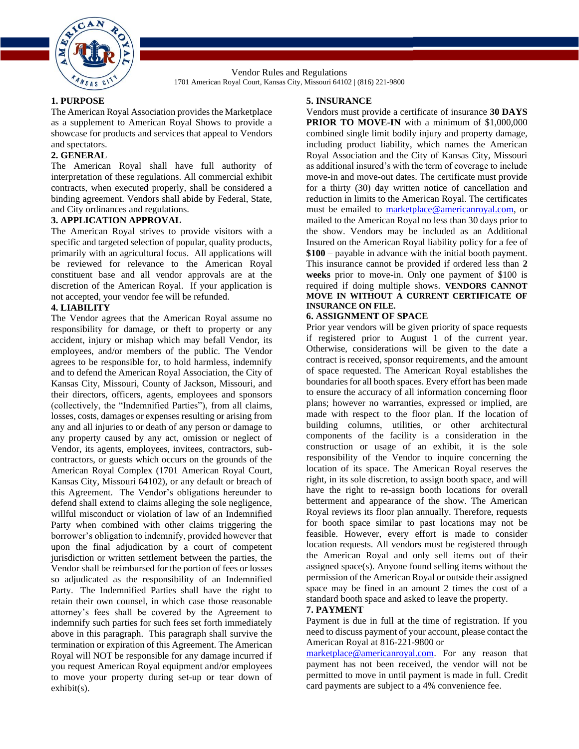Vendor Rules and Regulations

1701 American Royal Court, Kansas City, Missouri 64102 | (816) 221-9800

## 1. PURPOSE

The American Royal Association provides the Marketplace as a supplement to American Royal Shows to provide a showcase for products and services that appeal to Vendors and spectators.

## 2. GENERAL

The American Royal shall have full authority of interpretation of these regulations. All commercial exhibit contracts, when executed properly, shall be considered a binding agreement. Vendors shall abide by Federal, State, and City ordinances and regulations.

## 3. APPLICATION APPROVAL

The American Royal strives to provide visitors with a specific and targeted selection of popular, quality products, primarily with an agricultural focus. All applications will be reviewed for relevance to the American Royal constituent base and all vendor approvals are at the discretion of the American Royal. If your application is not accepted, your vendor fee will be refunded.

## 4. LIABILITY

The Vendor agrees that the American Royal assume no responsibility for damage, or theft to property or any accident, injury or mishap which may befall Vendor, its employees, and/or members of the public. The Vendor agrees to be responsible for, to hold harmless, indemnify and to defend the American Royal Association, the City of Kansas City, Missouri, County of Jackson, Missouri, and their directors, officers, agents, employees and sponsors (collectively, the "Indemnified Parties"), from all claims, losses, costs, damages or expenses resulting or arising from any and all injuries to or death of any person or damage to any property caused by any act, omission or neglect of Vendor, its agents, employees, invitees, contractors, sub-contractors, or guests which occurs on the grounds of the American Royal Complex (1701 American Royal Court, Kansas City, Missouri 64102), or any default or breach of this Agreement. The Vendor's obligations hereunder to defend shall extend to claims alleging the sole negligence, willful misconduct or violation of law of an Indemnified Party when combined with other claims triggering the borrower's obligation to indemnify, provided however that upon the final adjudication by a court of competent jurisdiction or written settlement between the parties, the Vendor shall be reimbursed for the portion of fees or losses so adjudicated as the responsibility of an Indemnified Party. The Indemnified Parties shall have the right to retain their own counsel, in which case those reasonable attorney's fees shall be covered by the Agreement to indemnify such parties for such fees set forth immediately above in this paragraph. This paragraph shall survive the termination or expiration of this Agreement. The American Royal will NOT be responsible for any damage incurred if you request American Royal equipment and/or employees to move your property during set-up or tear down of exhibit(s).

## 5. INSURANCE

Vendors must provide a certificate of insurance **30 DAYS PRIOR TO MOVE-IN** with a minimum of $1,000,000 combined single limit bodily injury and property damage, including product liability, which names the American Royal Association and the City of Kansas City, Missouri as additional insured's with the term of coverage to include move-in and move-out dates. The certificate must provide for a thirty (30) day written notice of cancellation and reduction in limits to the American Royal. The certificates must be emailed to marketplace@americanroyal.com, or mailed to the American Royal no less than 30 days prior to the show. Vendors may be included as an Additional Insured on the American Royal liability policy for a fee of **$100** – payable in advance with the initial booth payment. This insurance cannot be provided if ordered less than **2 weeks** prior to move-in. Only one payment of $100 is required if doing multiple shows. **VENDORS CANNOT MOVE IN WITHOUT A CURRENT CERTIFICATE OF INSURANCE ON FILE.**

## 6. ASSIGNMENT OF SPACE

Prior year vendors will be given priority of space requests if registered prior to August 1 of the current year. Otherwise, considerations will be given to the date a contract is received, sponsor requirements, and the amount of space requested. The American Royal establishes the boundaries for all booth spaces. Every effort has been made to ensure the accuracy of all information concerning floor plans; however no warranties, expressed or implied, are made with respect to the floor plan. If the location of building columns, utilities, or other architectural components of the facility is a consideration in the construction or usage of an exhibit, it is the sole responsibility of the Vendor to inquire concerning the location of its space. The American Royal reserves the right, in its sole discretion, to assign booth space, and will have the right to re-assign booth locations for overall betterment and appearance of the show. The American Royal reviews its floor plan annually. Therefore, requests for booth space similar to past locations may not be feasible. However, every effort is made to consider location requests. All vendors must be registered through the American Royal and only sell items out of their assigned space(s). Anyone found selling items without the permission of the American Royal or outside their assigned space may be fined in an amount 2 times the cost of a standard booth space and asked to leave the property.

## 7. PAYMENT

Payment is due in full at the time of registration. If you need to discuss payment of your account, please contact the American Royal at 816-221-9800 or marketplace@americanroyal.com. For any reason that payment has not been received, the vendor will not be permitted to move in until payment is made in full. Credit card payments are subject to a 4% convenience fee.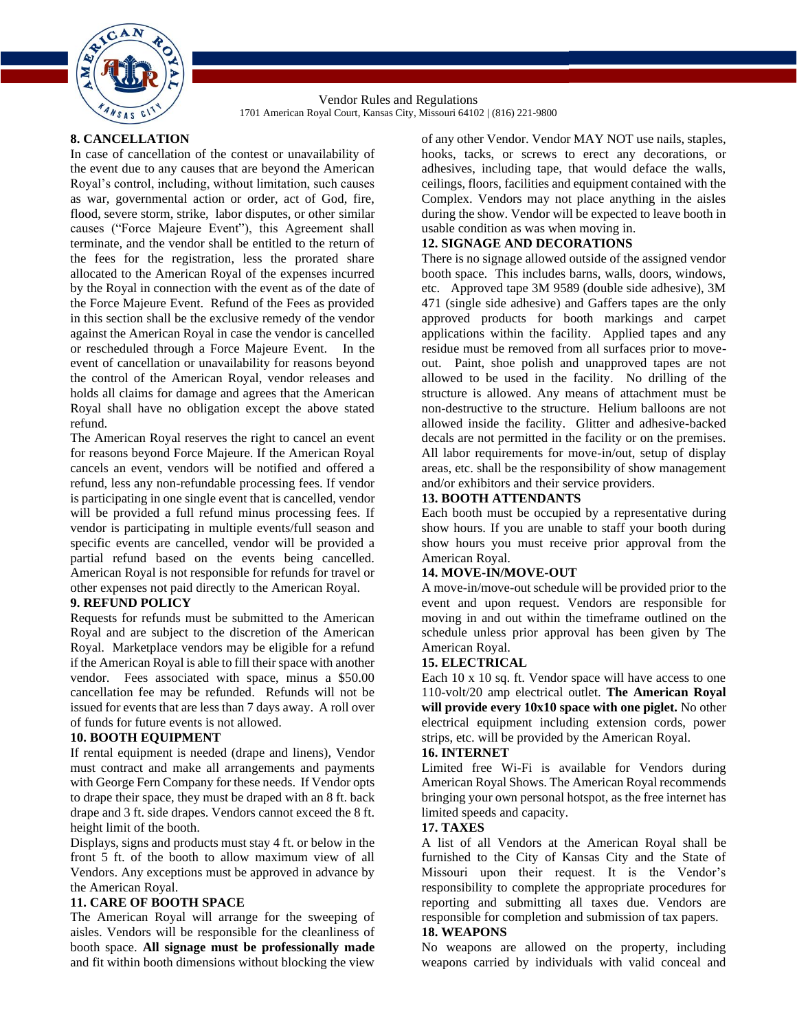## 8. CANCELLATION

In case of cancellation of the contest or unavailability of the event due to any causes that are beyond the American Royal's control, including, without limitation, such causes as war, governmental action or order, act of God, fire, flood, severe storm, strike, labor disputes, or other similar causes ("Force Majeure Event"), this Agreement shall terminate, and the vendor shall be entitled to the return of the fees for the registration, less the prorated share allocated to the American Royal of the expenses incurred by the Royal in connection with the event as of the date of the Force Majeure Event. Refund of the Fees as provided in this section shall be the exclusive remedy of the vendor against the American Royal in case the vendor is cancelled or rescheduled through a Force Majeure Event. In the event of cancellation or unavailability for reasons beyond the control of the American Royal, vendor releases and holds all claims for damage and agrees that the American Royal shall have no obligation except the above stated refund.

The American Royal reserves the right to cancel an event for reasons beyond Force Majeure. If the American Royal cancels an event, vendors will be notified and offered a refund, less any non-refundable processing fees. If vendor is participating in one single event that is cancelled, vendor will be provided a full refund minus processing fees. If vendor is participating in multiple events/full season and specific events are cancelled, vendor will be provided a partial refund based on the events being cancelled. American Royal is not responsible for refunds for travel or other expenses not paid directly to the American Royal.

## 9. REFUND POLICY

Requests for refunds must be submitted to the American Royal and are subject to the discretion of the American Royal. Marketplace vendors may be eligible for a refund if the American Royal is able to fill their space with another vendor. Fees associated with space, minus a $50.00 cancellation fee may be refunded. Refunds will not be issued for events that are less than 7 days away. A roll over of funds for future events is not allowed.

## 10. BOOTH EQUIPMENT

If rental equipment is needed (drape and linens), Vendor must contract and make all arrangements and payments with George Fern Company for these needs. If Vendor opts to drape their space, they must be draped with an 8 ft. back drape and 3 ft. side drapes. Vendors cannot exceed the 8 ft. height limit of the booth.

Displays, signs and products must stay 4 ft. or below in the front 5 ft. of the booth to allow maximum view of all Vendors. Any exceptions must be approved in advance by the American Royal.

## 11. CARE OF BOOTH SPACE

The American Royal will arrange for the sweeping of aisles. Vendors will be responsible for the cleanliness of booth space. **All signage must be professionally made** and fit within booth dimensions without blocking the view of any other Vendor. Vendor MAY NOT use nails, staples, hooks, tacks, or screws to erect any decorations, or adhesives, including tape, that would deface the walls, ceilings, floors, facilities and equipment contained with the Complex. Vendors may not place anything in the aisles during the show. Vendor will be expected to leave booth in usable condition as was when moving in.

## 12. SIGNAGE AND DECORATIONS

There is no signage allowed outside of the assigned vendor booth space. This includes barns, walls, doors, windows, etc. Approved tape 3M 9589 (double side adhesive), 3M 471 (single side adhesive) and Gaffers tapes are the only approved products for booth markings and carpet applications within the facility. Applied tapes and any residue must be removed from all surfaces prior to move-out. Paint, shoe polish and unapproved tapes are not allowed to be used in the facility. No drilling of the structure is allowed. Any means of attachment must be non-destructive to the structure. Helium balloons are not allowed inside the facility. Glitter and adhesive-backed decals are not permitted in the facility or on the premises. All labor requirements for move-in/out, setup of display areas, etc. shall be the responsibility of show management and/or exhibitors and their service providers.

## 13. BOOTH ATTENDANTS

Each booth must be occupied by a representative during show hours. If you are unable to staff your booth during show hours you must receive prior approval from the American Royal.

## 14. MOVE-IN/MOVE-OUT

A move-in/move-out schedule will be provided prior to the event and upon request. Vendors are responsible for moving in and out within the timeframe outlined on the schedule unless prior approval has been given by The American Royal.

## 15. ELECTRICAL

Each 10 x 10 sq. ft. Vendor space will have access to one 110-volt/20 amp electrical outlet. **The American Royal will provide every 10x10 space with one piglet.** No other electrical equipment including extension cords, power strips, etc. will be provided by the American Royal.

## 16. INTERNET

Limited free Wi-Fi is available for Vendors during American Royal Shows. The American Royal recommends bringing your own personal hotspot, as the free internet has limited speeds and capacity.

## 17. TAXES

A list of all Vendors at the American Royal shall be furnished to the City of Kansas City and the State of Missouri upon their request. It is the Vendor's responsibility to complete the appropriate procedures for reporting and submitting all taxes due. Vendors are responsible for completion and submission of tax papers.

## 18. WEAPONS

No weapons are allowed on the property, including weapons carried by individuals with valid conceal and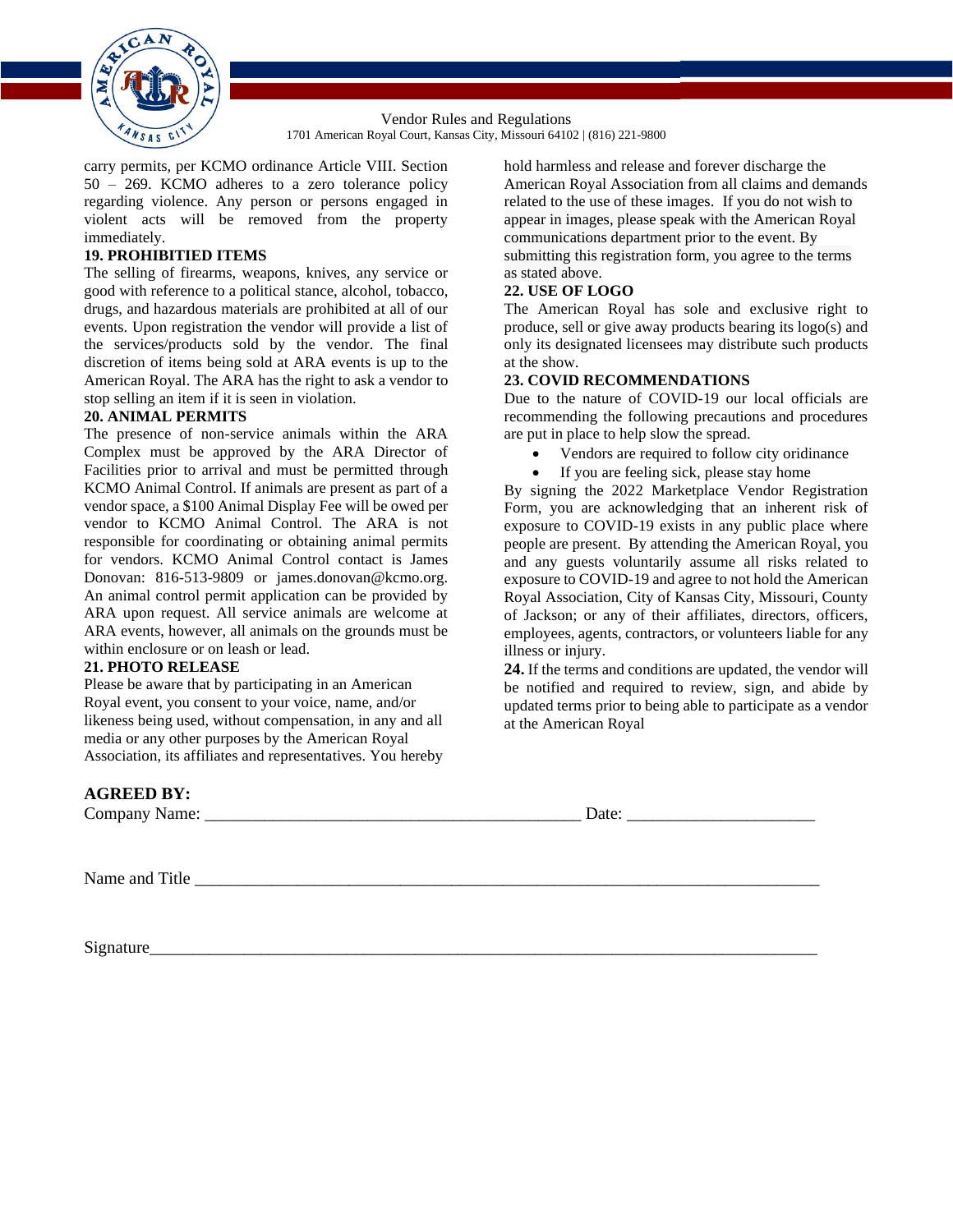carry permits, per KCMO ordinance Article VIII. Section 50 – 269. KCMO adheres to a zero tolerance policy regarding violence. Any person or persons engaged in violent acts will be removed from the property immediately.

**19. PROHIBITIED ITEMS**

The selling of firearms, weapons, knives, any service or good with reference to a political stance, alcohol, tobacco, drugs, and hazardous materials are prohibited at all of our events. Upon registration the vendor will provide a list of the services/products sold by the vendor. The final discretion of items being sold at ARA events is up to the American Royal. The ARA has the right to ask a vendor to stop selling an item if it is seen in violation.

**20. ANIMAL PERMITS**

The presence of non-service animals within the ARA Complex must be approved by the ARA Director of Facilities prior to arrival and must be permitted through KCMO Animal Control. If animals are present as part of a vendor space, a $100 Animal Display Fee will be owed per vendor to KCMO Animal Control. The ARA is not responsible for coordinating or obtaining animal permits for vendors. KCMO Animal Control contact is James Donovan: 816-513-9809 or james.donovan@kcmo.org. An animal control permit application can be provided by ARA upon request. All service animals are welcome at ARA events, however, all animals on the grounds must be within enclosure or on leash or lead.

**21. PHOTO RELEASE**

Please be aware that by participating in an American Royal event, you consent to your voice, name, and/or likeness being used, without compensation, in any and all media or any other purposes by the American Royal Association, its affiliates and representatives. You hereby hold harmless and release and forever discharge the American Royal Association from all claims and demands related to the use of these images. If you do not wish to appear in images, please speak with the American Royal communications department prior to the event. By submitting this registration form, you agree to the terms as stated above.

**22. USE OF LOGO**

The American Royal has sole and exclusive right to produce, sell or give away products bearing its logo(s) and only its designated licensees may distribute such products at the show.

**23. COVID RECOMMENDATIONS**

Due to the nature of COVID-19 our local officials are recommending the following precautions and procedures are put in place to help slow the spread.

- Vendors are required to follow city oridinance
- If you are feeling sick, please stay home

By signing the 2022 Marketplace Vendor Registration Form, you are acknowledging that an inherent risk of exposure to COVID-19 exists in any public place where people are present. By attending the American Royal, you and any guests voluntarily assume all risks related to exposure to COVID-19 and agree to not hold the American Royal Association, City of Kansas City, Missouri, County of Jackson; or any of their affiliates, directors, officers, employees, agents, contractors, or volunteers liable for any illness or injury.

**24.** If the terms and conditions are updated, the vendor will be notified and required to review, sign, and abide by updated terms prior to being able to participate as a vendor at the American Royal

**AGREED BY:**

Company Name: ____________________________________________ Date: _____________________

Name and Title ___________________________________________________________________________

Signature________________________________________________________________________________